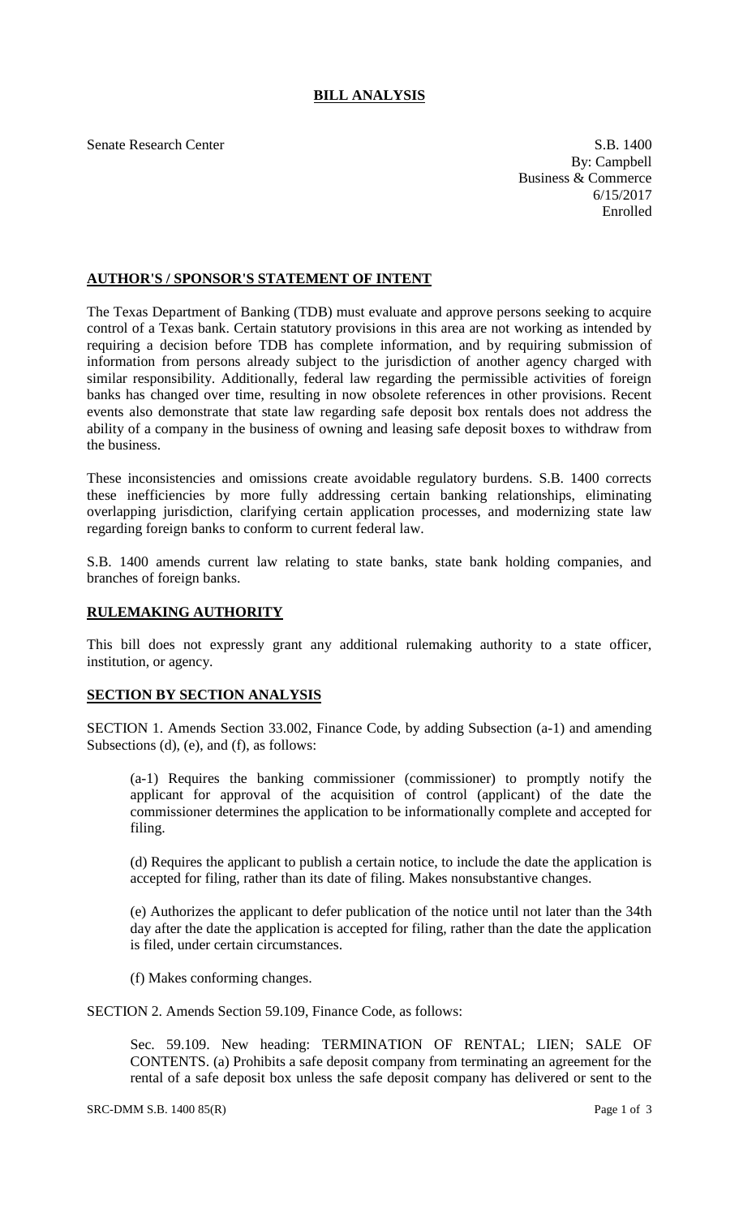# BILL ANALYSIS

Senate Research Center

S.B. 1400
By: Campbell
Business & Commerce
6/15/2017
Enrolled

## AUTHOR'S / SPONSOR'S STATEMENT OF INTENT

The Texas Department of Banking (TDB) must evaluate and approve persons seeking to acquire control of a Texas bank. Certain statutory provisions in this area are not working as intended by requiring a decision before TDB has complete information, and by requiring submission of information from persons already subject to the jurisdiction of another agency charged with similar responsibility. Additionally, federal law regarding the permissible activities of foreign banks has changed over time, resulting in now obsolete references in other provisions. Recent events also demonstrate that state law regarding safe deposit box rentals does not address the ability of a company in the business of owning and leasing safe deposit boxes to withdraw from the business.

These inconsistencies and omissions create avoidable regulatory burdens. S.B. 1400 corrects these inefficiencies by more fully addressing certain banking relationships, eliminating overlapping jurisdiction, clarifying certain application processes, and modernizing state law regarding foreign banks to conform to current federal law.

S.B. 1400 amends current law relating to state banks, state bank holding companies, and branches of foreign banks.

## RULEMAKING AUTHORITY

This bill does not expressly grant any additional rulemaking authority to a state officer, institution, or agency.

## SECTION BY SECTION ANALYSIS

SECTION 1. Amends Section 33.002, Finance Code, by adding Subsection (a-1) and amending Subsections (d), (e), and (f), as follows:

(a-1) Requires the banking commissioner (commissioner) to promptly notify the applicant for approval of the acquisition of control (applicant) of the date the commissioner determines the application to be informationally complete and accepted for filing.

(d) Requires the applicant to publish a certain notice, to include the date the application is accepted for filing, rather than its date of filing. Makes nonsubstantive changes.

(e) Authorizes the applicant to defer publication of the notice until not later than the 34th day after the date the application is accepted for filing, rather than the date the application is filed, under certain circumstances.

(f) Makes conforming changes.

SECTION 2. Amends Section 59.109, Finance Code, as follows:

Sec. 59.109. New heading: TERMINATION OF RENTAL; LIEN; SALE OF CONTENTS. (a) Prohibits a safe deposit company from terminating an agreement for the rental of a safe deposit box unless the safe deposit company has delivered or sent to the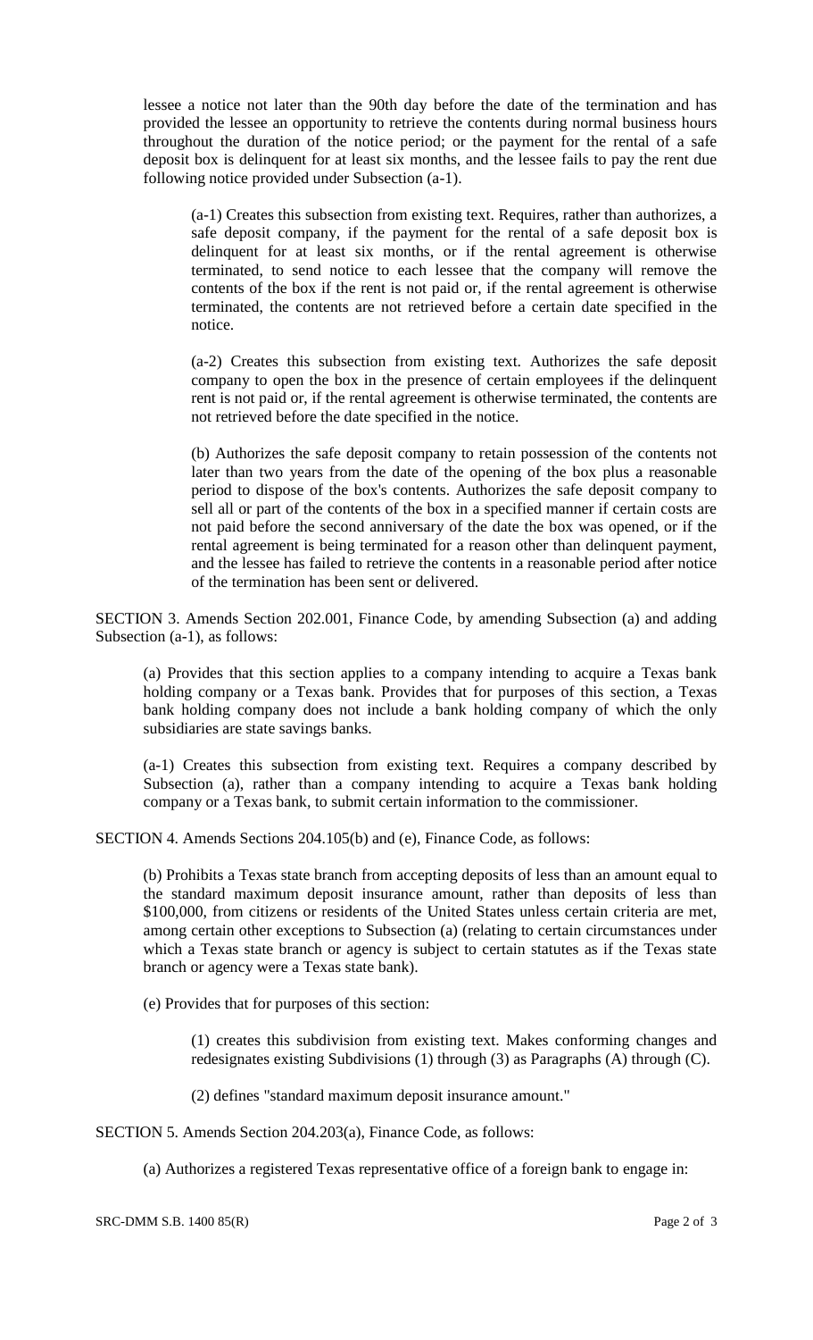lessee a notice not later than the 90th day before the date of the termination and has provided the lessee an opportunity to retrieve the contents during normal business hours throughout the duration of the notice period; or the payment for the rental of a safe deposit box is delinquent for at least six months, and the lessee fails to pay the rent due following notice provided under Subsection (a-1).

(a-1) Creates this subsection from existing text. Requires, rather than authorizes, a safe deposit company, if the payment for the rental of a safe deposit box is delinquent for at least six months, or if the rental agreement is otherwise terminated, to send notice to each lessee that the company will remove the contents of the box if the rent is not paid or, if the rental agreement is otherwise terminated, the contents are not retrieved before a certain date specified in the notice.

(a-2) Creates this subsection from existing text. Authorizes the safe deposit company to open the box in the presence of certain employees if the delinquent rent is not paid or, if the rental agreement is otherwise terminated, the contents are not retrieved before the date specified in the notice.

(b) Authorizes the safe deposit company to retain possession of the contents not later than two years from the date of the opening of the box plus a reasonable period to dispose of the box's contents. Authorizes the safe deposit company to sell all or part of the contents of the box in a specified manner if certain costs are not paid before the second anniversary of the date the box was opened, or if the rental agreement is being terminated for a reason other than delinquent payment, and the lessee has failed to retrieve the contents in a reasonable period after notice of the termination has been sent or delivered.

SECTION 3. Amends Section 202.001, Finance Code, by amending Subsection (a) and adding Subsection (a-1), as follows:

(a) Provides that this section applies to a company intending to acquire a Texas bank holding company or a Texas bank. Provides that for purposes of this section, a Texas bank holding company does not include a bank holding company of which the only subsidiaries are state savings banks.

(a-1) Creates this subsection from existing text. Requires a company described by Subsection (a), rather than a company intending to acquire a Texas bank holding company or a Texas bank, to submit certain information to the commissioner.

SECTION 4. Amends Sections 204.105(b) and (e), Finance Code, as follows:

(b) Prohibits a Texas state branch from accepting deposits of less than an amount equal to the standard maximum deposit insurance amount, rather than deposits of less than $100,000, from citizens or residents of the United States unless certain criteria are met, among certain other exceptions to Subsection (a) (relating to certain circumstances under which a Texas state branch or agency is subject to certain statutes as if the Texas state branch or agency were a Texas state bank).

(e) Provides that for purposes of this section:

(1) creates this subdivision from existing text. Makes conforming changes and redesignates existing Subdivisions (1) through (3) as Paragraphs (A) through (C).

(2) defines "standard maximum deposit insurance amount."

SECTION 5. Amends Section 204.203(a), Finance Code, as follows:

(a) Authorizes a registered Texas representative office of a foreign bank to engage in: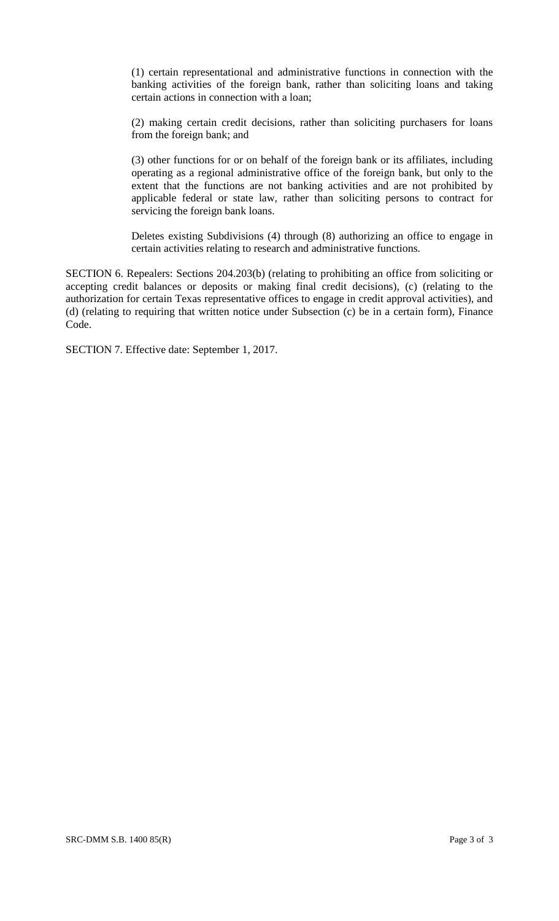(1) certain representational and administrative functions in connection with the banking activities of the foreign bank, rather than soliciting loans and taking certain actions in connection with a loan;

(2) making certain credit decisions, rather than soliciting purchasers for loans from the foreign bank; and

(3) other functions for or on behalf of the foreign bank or its affiliates, including operating as a regional administrative office of the foreign bank, but only to the extent that the functions are not banking activities and are not prohibited by applicable federal or state law, rather than soliciting persons to contract for servicing the foreign bank loans.

Deletes existing Subdivisions (4) through (8) authorizing an office to engage in certain activities relating to research and administrative functions.

SECTION 6. Repealers: Sections 204.203(b) (relating to prohibiting an office from soliciting or accepting credit balances or deposits or making final credit decisions), (c) (relating to the authorization for certain Texas representative offices to engage in credit approval activities), and (d) (relating to requiring that written notice under Subsection (c) be in a certain form), Finance Code.

SECTION 7. Effective date: September 1, 2017.